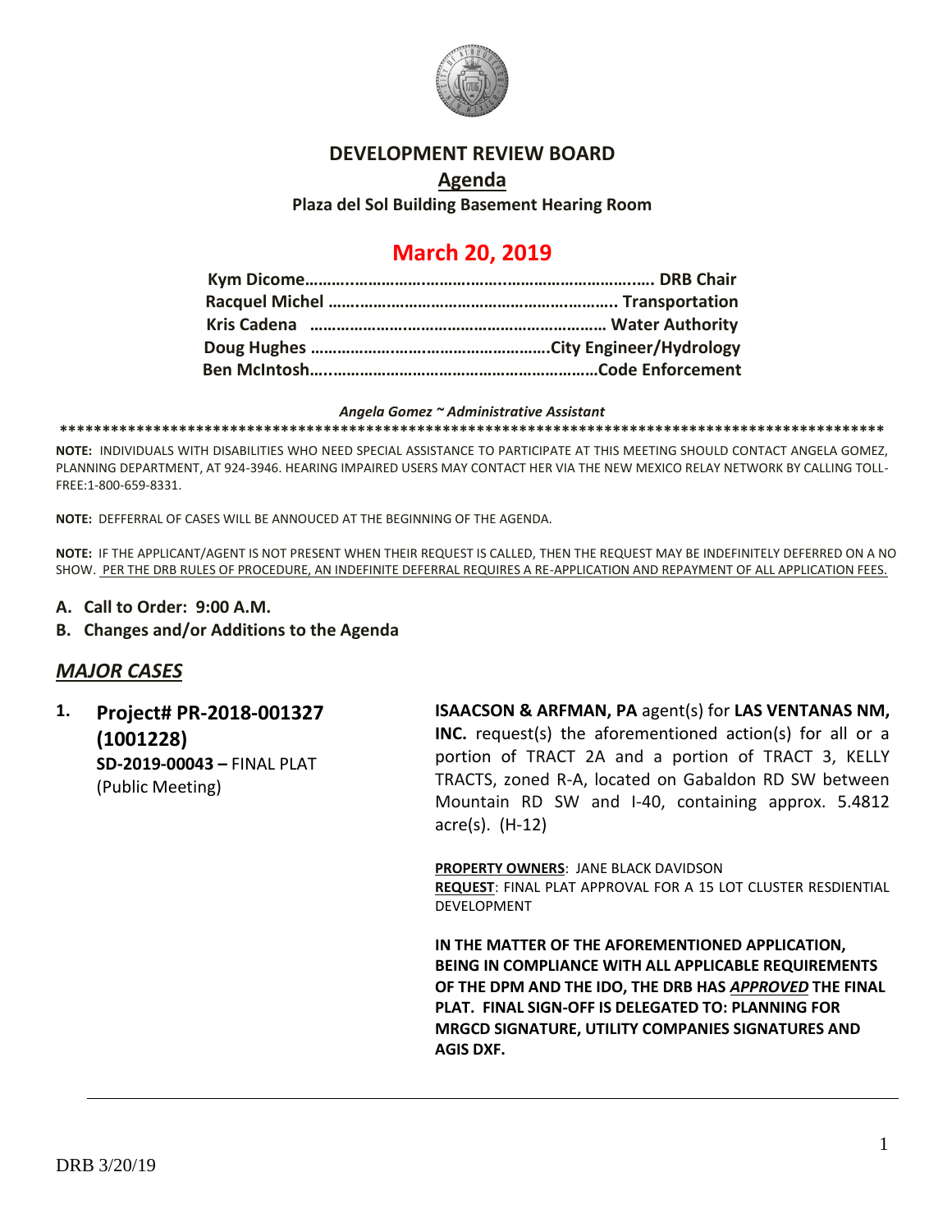# DEVELOPMENT REVIEW BOARD

## Agenda

**Plaza del Sol Building Basement Hearing Room**

## March 20, 2019

**Kym Dicome………..…………………………..…………………………..….. DRB Chair**
**Racquel Michel …………………………………………………………….. Transportation**
**Kris Cadena ………………………………………………………… Water Authority**
**Doug Hughes …………………………………………….City Engineer/Hydrology**
**Ben McIntosh…..……………………………………………………Code Enforcement**

***Angela Gomez ~ Administrative Assistant***

**\*\*\*\*\*\*\*\*\*\*\*\*\*\*\*\*\*\*\*\*\*\*\*\*\*\*\*\*\*\*\*\*\*\*\*\*\*\*\*\*\*\*\*\*\*\*\*\*\*\*\*\*\*\*\*\*\*\*\*\*\*\*\*\*\*\*\*\*\*\*\*\*\*\*\*\*\*\*\*\*\*\*\*\*\*\*\*\*\*\*\*\*\*\*\*\*\*\*\*\***

**NOTE:** INDIVIDUALS WITH DISABILITIES WHO NEED SPECIAL ASSISTANCE TO PARTICIPATE AT THIS MEETING SHOULD CONTACT ANGELA GOMEZ, PLANNING DEPARTMENT, AT 924-3946. HEARING IMPAIRED USERS MAY CONTACT HER VIA THE NEW MEXICO RELAY NETWORK BY CALLING TOLL-FREE:1-800-659-8331.

**NOTE:** DEFFERRAL OF CASES WILL BE ANNOUCED AT THE BEGINNING OF THE AGENDA.

**NOTE:** IF THE APPLICANT/AGENT IS NOT PRESENT WHEN THEIR REQUEST IS CALLED, THEN THE REQUEST MAY BE INDEFINITELY DEFERRED ON A NO SHOW. PER THE DRB RULES OF PROCEDURE, AN INDEFINITE DEFERRAL REQUIRES A RE-APPLICATION AND REPAYMENT OF ALL APPLICATION FEES.

**A. Call to Order: 9:00 A.M.**

**B. Changes and/or Additions to the Agenda**

## *MAJOR CASES*

**1. Project# PR-2018-001327 (1001228)**
**SD-2019-00043 –** FINAL PLAT
(Public Meeting)

**ISAACSON & ARFMAN, PA** agent(s) for **LAS VENTANAS NM, INC.** request(s) the aforementioned action(s) for all or a portion of TRACT 2A and a portion of TRACT 3, KELLY TRACTS, zoned R-A, located on Gabaldon RD SW between Mountain RD SW and I-40, containing approx. 5.4812 acre(s). (H-12)

**PROPERTY OWNERS**: JANE BLACK DAVIDSON
**REQUEST**: FINAL PLAT APPROVAL FOR A 15 LOT CLUSTER RESDIENTIAL DEVELOPMENT

**IN THE MATTER OF THE AFOREMENTIONED APPLICATION, BEING IN COMPLIANCE WITH ALL APPLICABLE REQUIREMENTS OF THE DPM AND THE IDO, THE DRB HAS *APPROVED* THE FINAL PLAT. FINAL SIGN-OFF IS DELEGATED TO: PLANNING FOR MRGCD SIGNATURE, UTILITY COMPANIES SIGNATURES AND AGIS DXF.**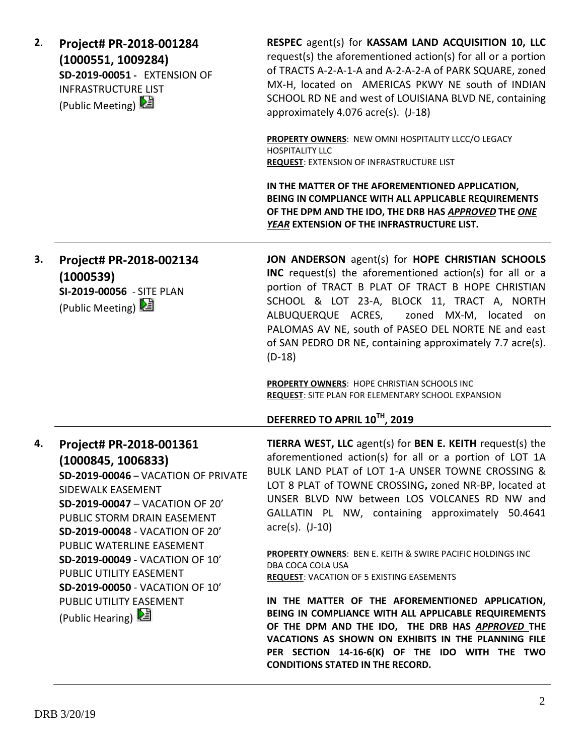**2. Project# PR-2018-001284 (1000551, 1009284)**
**SD-2019-00051 -** EXTENSION OF INFRASTRUCTURE LIST
(Public Meeting)

**RESPEC** agent(s) for **KASSAM LAND ACQUISITION 10, LLC** request(s) the aforementioned action(s) for all or a portion of TRACTS A-2-A-1-A and A-2-A-2-A of PARK SQUARE, zoned MX-H, located on AMERICAS PKWY NE south of INDIAN SCHOOL RD NE and west of LOUISIANA BLVD NE, containing approximately 4.076 acre(s). (J-18)

**PROPERTY OWNERS**: NEW OMNI HOSPITALITY LLCC/O LEGACY HOSPITALITY LLC
**REQUEST**: EXTENSION OF INFRASTRUCTURE LIST

**IN THE MATTER OF THE AFOREMENTIONED APPLICATION, BEING IN COMPLIANCE WITH ALL APPLICABLE REQUIREMENTS OF THE DPM AND THE IDO, THE DRB HAS *APPROVED* THE *ONE YEAR* EXTENSION OF THE INFRASTRUCTURE LIST.**

---

**3. Project# PR-2018-002134 (1000539)**
**SI-2019-00056** - SITE PLAN
(Public Meeting)

**JON ANDERSON** agent(s) for **HOPE CHRISTIAN SCHOOLS INC** request(s) the aforementioned action(s) for all or a portion of TRACT B PLAT OF TRACT B HOPE CHRISTIAN SCHOOL & LOT 23-A, BLOCK 11, TRACT A, NORTH ALBUQUERQUE ACRES, zoned MX-M, located on PALOMAS AV NE, south of PASEO DEL NORTE NE and east of SAN PEDRO DR NE, containing approximately 7.7 acre(s). (D-18)

**PROPERTY OWNERS**: HOPE CHRISTIAN SCHOOLS INC
**REQUEST**: SITE PLAN FOR ELEMENTARY SCHOOL EXPANSION

**DEFERRED TO APRIL 10TH, 2019**

---

**4. Project# PR-2018-001361 (1000845, 1006833)**
**SD-2019-00046** – VACATION OF PRIVATE SIDEWALK EASEMENT
**SD-2019-00047** – VACATION OF 20' PUBLIC STORM DRAIN EASEMENT
**SD-2019-00048** - VACATION OF 20' PUBLIC WATERLINE EASEMENT
**SD-2019-00049** - VACATION OF 10' PUBLIC UTILITY EASEMENT
**SD-2019-00050** - VACATION OF 10' PUBLIC UTILITY EASEMENT
(Public Hearing)

**TIERRA WEST, LLC** agent(s) for **BEN E. KEITH** request(s) the aforementioned action(s) for all or a portion of LOT 1A BULK LAND PLAT of LOT 1-A UNSER TOWNE CROSSING & LOT 8 PLAT of TOWNE CROSSING**,** zoned NR-BP, located at UNSER BLVD NW between LOS VOLCANES RD NW and GALLATIN PL NW, containing approximately 50.4641 acre(s). (J-10)

**PROPERTY OWNERS**: BEN E. KEITH & SWIRE PACIFIC HOLDINGS INC DBA COCA COLA USA
**REQUEST**: VACATION OF 5 EXISTING EASEMENTS

**IN THE MATTER OF THE AFOREMENTIONED APPLICATION, BEING IN COMPLIANCE WITH ALL APPLICABLE REQUIREMENTS OF THE DPM AND THE IDO, THE DRB HAS *APPROVED* THE VACATIONS AS SHOWN ON EXHIBITS IN THE PLANNING FILE PER SECTION 14-16-6(K) OF THE IDO WITH THE TWO CONDITIONS STATED IN THE RECORD.**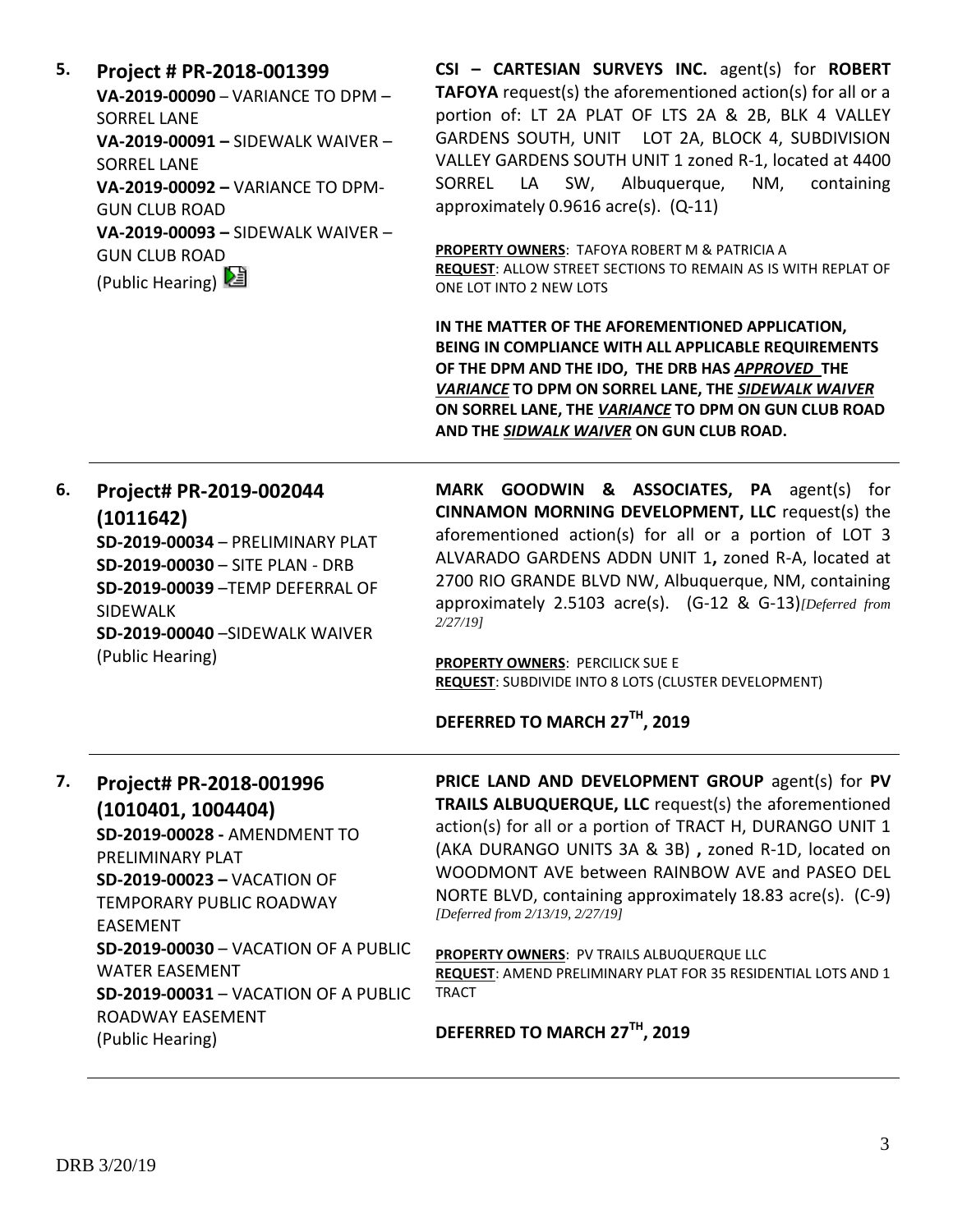**5. Project # PR-2018-001399**
**VA-2019-00090** – VARIANCE TO DPM – SORREL LANE
**VA-2019-00091 –** SIDEWALK WAIVER – SORREL LANE
**VA-2019-00092 –** VARIANCE TO DPM- GUN CLUB ROAD
**VA-2019-00093 –** SIDEWALK WAIVER – GUN CLUB ROAD
(Public Hearing)

**CSI – CARTESIAN SURVEYS INC.** agent(s) for **ROBERT TAFOYA** request(s) the aforementioned action(s) for all or a portion of: LT 2A PLAT OF LTS 2A & 2B, BLK 4 VALLEY GARDENS SOUTH, UNIT LOT 2A, BLOCK 4, SUBDIVISION VALLEY GARDENS SOUTH UNIT 1 zoned R-1, located at 4400 SORREL LA SW, Albuquerque, NM, containing approximately 0.9616 acre(s). (Q-11)

**PROPERTY OWNERS**: TAFOYA ROBERT M & PATRICIA A
**REQUEST**: ALLOW STREET SECTIONS TO REMAIN AS IS WITH REPLAT OF ONE LOT INTO 2 NEW LOTS

**IN THE MATTER OF THE AFOREMENTIONED APPLICATION, BEING IN COMPLIANCE WITH ALL APPLICABLE REQUIREMENTS OF THE DPM AND THE IDO, THE DRB HAS *APPROVED* THE *VARIANCE* TO DPM ON SORREL LANE, THE *SIDEWALK WAIVER* ON SORREL LANE, THE *VARIANCE* TO DPM ON GUN CLUB ROAD AND THE *SIDWALK WAIVER* ON GUN CLUB ROAD.**

---

**6. Project# PR-2019-002044 (1011642)**
**SD-2019-00034** – PRELIMINARY PLAT
**SD-2019-00030** – SITE PLAN - DRB
**SD-2019-00039** –TEMP DEFERRAL OF SIDEWALK
**SD-2019-00040** –SIDEWALK WAIVER
(Public Hearing)

**MARK GOODWIN & ASSOCIATES, PA** agent(s) for **CINNAMON MORNING DEVELOPMENT, LLC** request(s) the aforementioned action(s) for all or a portion of LOT 3 ALVARADO GARDENS ADDN UNIT 1**,** zoned R-A, located at 2700 RIO GRANDE BLVD NW, Albuquerque, NM, containing approximately 2.5103 acre(s). (G-12 & G-13)*[Deferred from 2/27/19]*

**PROPERTY OWNERS**: PERCILICK SUE E
**REQUEST**: SUBDIVIDE INTO 8 LOTS (CLUSTER DEVELOPMENT)

**DEFERRED TO MARCH 27TH, 2019**

---

**7. Project# PR-2018-001996 (1010401, 1004404)**
**SD-2019-00028 -** AMENDMENT TO PRELIMINARY PLAT
**SD-2019-00023 –** VACATION OF TEMPORARY PUBLIC ROADWAY EASEMENT
**SD-2019-00030** – VACATION OF A PUBLIC WATER EASEMENT
**SD-2019-00031** – VACATION OF A PUBLIC ROADWAY EASEMENT
(Public Hearing)

**PRICE LAND AND DEVELOPMENT GROUP** agent(s) for **PV TRAILS ALBUQUERQUE, LLC** request(s) the aforementioned action(s) for all or a portion of TRACT H, DURANGO UNIT 1 (AKA DURANGO UNITS 3A & 3B) **,** zoned R-1D, located on WOODMONT AVE between RAINBOW AVE and PASEO DEL NORTE BLVD, containing approximately 18.83 acre(s). (C-9) *[Deferred from 2/13/19, 2/27/19]*

**PROPERTY OWNERS**: PV TRAILS ALBUQUERQUE LLC
**REQUEST**: AMEND PRELIMINARY PLAT FOR 35 RESIDENTIAL LOTS AND 1 TRACT

**DEFERRED TO MARCH 27TH, 2019**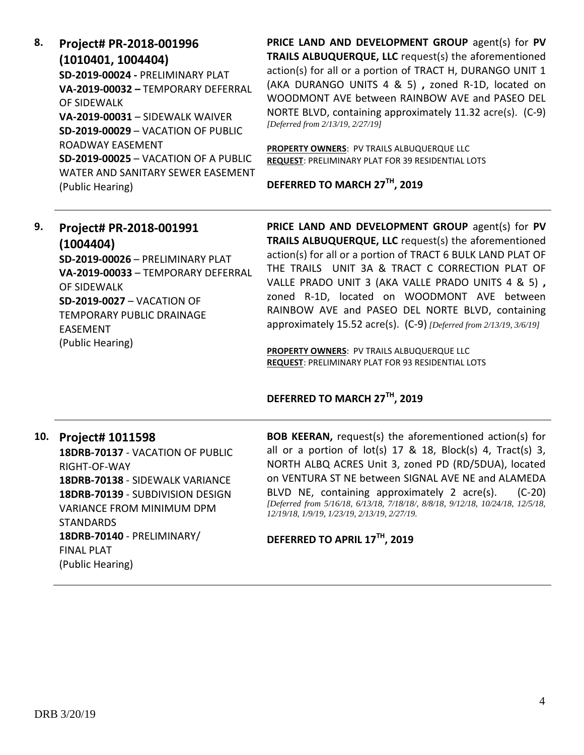**8. Project# PR-2018-001996 (1010401, 1004404)**
**SD-2019-00024 -** PRELIMINARY PLAT
**VA-2019-00032 –** TEMPORARY DEFERRAL OF SIDEWALK
**VA-2019-00031** – SIDEWALK WAIVER
**SD-2019-00029** – VACATION OF PUBLIC ROADWAY EASEMENT
**SD-2019-00025** – VACATION OF A PUBLIC WATER AND SANITARY SEWER EASEMENT
(Public Hearing)

**PRICE LAND AND DEVELOPMENT GROUP** agent(s) for **PV TRAILS ALBUQUERQUE, LLC** request(s) the aforementioned action(s) for all or a portion of TRACT H, DURANGO UNIT 1 (AKA DURANGO UNITS 4 & 5) **,** zoned R-1D, located on WOODMONT AVE between RAINBOW AVE and PASEO DEL NORTE BLVD, containing approximately 11.32 acre(s). (C-9) *[Deferred from 2/13/19, 2/27/19]*

**PROPERTY OWNERS**: PV TRAILS ALBUQUERQUE LLC
**REQUEST**: PRELIMINARY PLAT FOR 39 RESIDENTIAL LOTS

**DEFERRED TO MARCH 27TH, 2019**

---

**9. Project# PR-2018-001991 (1004404)**
**SD-2019-00026** – PRELIMINARY PLAT
**VA-2019-00033** – TEMPORARY DEFERRAL OF SIDEWALK
**SD-2019-0027** – VACATION OF TEMPORARY PUBLIC DRAINAGE EASEMENT
(Public Hearing)

**PRICE LAND AND DEVELOPMENT GROUP** agent(s) for **PV TRAILS ALBUQUERQUE, LLC** request(s) the aforementioned action(s) for all or a portion of TRACT 6 BULK LAND PLAT OF THE TRAILS UNIT 3A & TRACT C CORRECTION PLAT OF VALLE PRADO UNIT 3 (AKA VALLE PRADO UNITS 4 & 5) **,** zoned R-1D, located on WOODMONT AVE between RAINBOW AVE and PASEO DEL NORTE BLVD, containing approximately 15.52 acre(s). (C-9) *[Deferred from 2/13/19, 3/6/19]*

**PROPERTY OWNERS**: PV TRAILS ALBUQUERQUE LLC
**REQUEST**: PRELIMINARY PLAT FOR 93 RESIDENTIAL LOTS

**DEFERRED TO MARCH 27TH, 2019**

---

**10. Project# 1011598**
**18DRB-70137** - VACATION OF PUBLIC RIGHT-OF-WAY
**18DRB-70138** - SIDEWALK VARIANCE
**18DRB-70139** - SUBDIVISION DESIGN VARIANCE FROM MINIMUM DPM STANDARDS
**18DRB-70140** - PRELIMINARY/ FINAL PLAT
(Public Hearing)

**BOB KEERAN,** request(s) the aforementioned action(s) for all or a portion of lot(s) 17 & 18, Block(s) 4, Tract(s) 3, NORTH ALBQ ACRES Unit 3, zoned PD (RD/5DUA), located on VENTURA ST NE between SIGNAL AVE NE and ALAMEDA BLVD NE, containing approximately 2 acre(s). (C-20) *[Deferred from 5/16/18, 6/13/18, 7/18/18/, 8/8/18, 9/12/18, 10/24/18, 12/5/18, 12/19/18, 1/9/19, 1/23/19, 2/13/19, 2/27/19.*

**DEFERRED TO APRIL 17TH, 2019**

---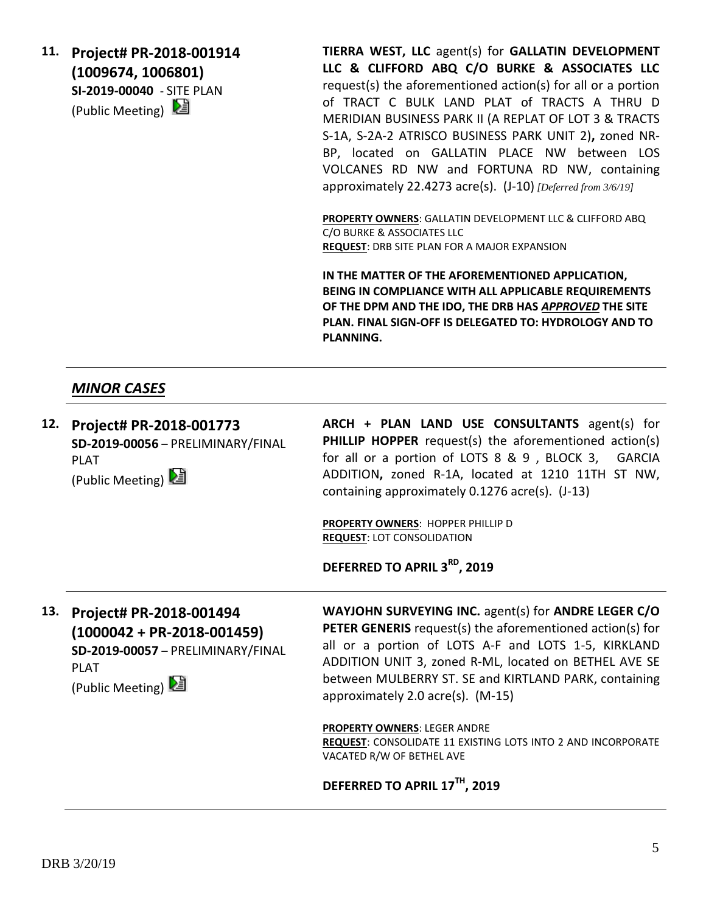**11. Project# PR-2018-001914 (1009674, 1006801)**
**SI-2019-00040** - SITE PLAN
(Public Meeting)

**TIERRA WEST, LLC** agent(s) for **GALLATIN DEVELOPMENT LLC & CLIFFORD ABQ C/O BURKE & ASSOCIATES LLC** request(s) the aforementioned action(s) for all or a portion of TRACT C BULK LAND PLAT of TRACTS A THRU D MERIDIAN BUSINESS PARK II (A REPLAT OF LOT 3 & TRACTS S-1A, S-2A-2 ATRISCO BUSINESS PARK UNIT 2)**,** zoned NR-BP, located on GALLATIN PLACE NW between LOS VOLCANES RD NW and FORTUNA RD NW, containing approximately 22.4273 acre(s). (J-10) *[Deferred from 3/6/19]*

**PROPERTY OWNERS**: GALLATIN DEVELOPMENT LLC & CLIFFORD ABQ C/O BURKE & ASSOCIATES LLC
**REQUEST**: DRB SITE PLAN FOR A MAJOR EXPANSION

**IN THE MATTER OF THE AFOREMENTIONED APPLICATION, BEING IN COMPLIANCE WITH ALL APPLICABLE REQUIREMENTS OF THE DPM AND THE IDO, THE DRB HAS *APPROVED* THE SITE PLAN. FINAL SIGN-OFF IS DELEGATED TO: HYDROLOGY AND TO PLANNING.**

## *MINOR CASES*

**12. Project# PR-2018-001773**
**SD-2019-00056** – PRELIMINARY/FINAL PLAT
(Public Meeting)

**ARCH + PLAN LAND USE CONSULTANTS** agent(s) for **PHILLIP HOPPER** request(s) the aforementioned action(s) for all or a portion of LOTS 8 & 9 , BLOCK 3, GARCIA ADDITION**,** zoned R-1A, located at 1210 11TH ST NW, containing approximately 0.1276 acre(s). (J-13)

**PROPERTY OWNERS**: HOPPER PHILLIP D
**REQUEST**: LOT CONSOLIDATION

**DEFERRED TO APRIL 3RD, 2019**

**13. Project# PR-2018-001494 (1000042 + PR-2018-001459)**
**SD-2019-00057** – PRELIMINARY/FINAL PLAT
(Public Meeting)

**WAYJOHN SURVEYING INC.** agent(s) for **ANDRE LEGER C/O PETER GENERIS** request(s) the aforementioned action(s) for all or a portion of LOTS A-F and LOTS 1-5, KIRKLAND ADDITION UNIT 3, zoned R-ML, located on BETHEL AVE SE between MULBERRY ST. SE and KIRTLAND PARK, containing approximately 2.0 acre(s). (M-15)

**PROPERTY OWNERS**: LEGER ANDRE
**REQUEST**: CONSOLIDATE 11 EXISTING LOTS INTO 2 AND INCORPORATE VACATED R/W OF BETHEL AVE

**DEFERRED TO APRIL 17TH, 2019**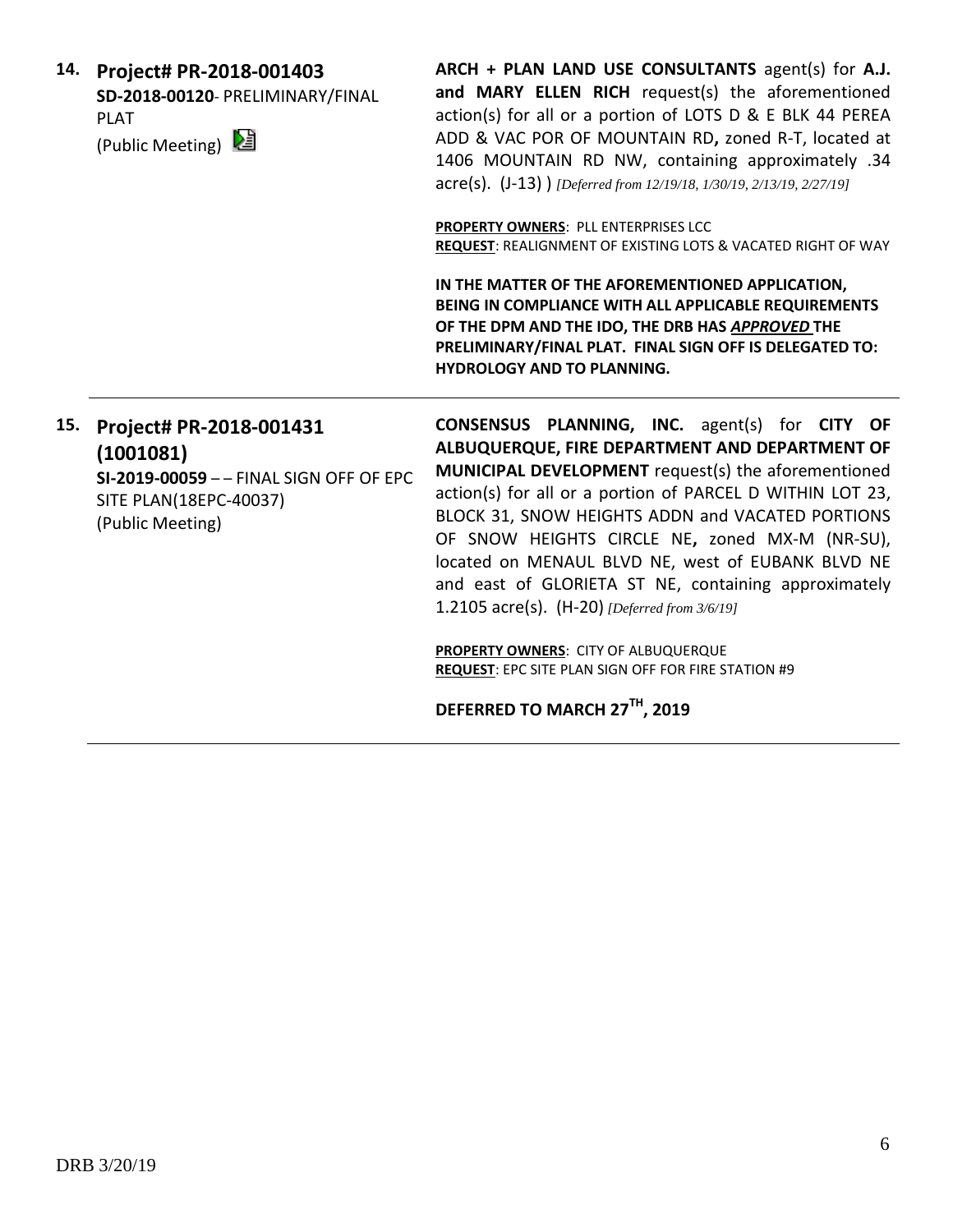**14. Project# PR-2018-001403**
**SD-2018-00120**- PRELIMINARY/FINAL PLAT
(Public Meeting)

**ARCH + PLAN LAND USE CONSULTANTS** agent(s) for **A.J. and MARY ELLEN RICH** request(s) the aforementioned action(s) for all or a portion of LOTS D & E BLK 44 PEREA ADD & VAC POR OF MOUNTAIN RD**,** zoned R-T, located at 1406 MOUNTAIN RD NW, containing approximately .34 acre(s). (J-13) ) *[Deferred from 12/19/18, 1/30/19, 2/13/19, 2/27/19]*

**PROPERTY OWNERS**: PLL ENTERPRISES LCC
**REQUEST**: REALIGNMENT OF EXISTING LOTS & VACATED RIGHT OF WAY

**IN THE MATTER OF THE AFOREMENTIONED APPLICATION, BEING IN COMPLIANCE WITH ALL APPLICABLE REQUIREMENTS OF THE DPM AND THE IDO, THE DRB HAS *APPROVED* THE PRELIMINARY/FINAL PLAT. FINAL SIGN OFF IS DELEGATED TO: HYDROLOGY AND TO PLANNING.**

---

**15. Project# PR-2018-001431 (1001081)**
**SI-2019-00059** – – FINAL SIGN OFF OF EPC SITE PLAN(18EPC-40037)
(Public Meeting)

**CONSENSUS PLANNING, INC.** agent(s) for **CITY OF ALBUQUERQUE, FIRE DEPARTMENT AND DEPARTMENT OF MUNICIPAL DEVELOPMENT** request(s) the aforementioned action(s) for all or a portion of PARCEL D WITHIN LOT 23, BLOCK 31, SNOW HEIGHTS ADDN and VACATED PORTIONS OF SNOW HEIGHTS CIRCLE NE**,** zoned MX-M (NR-SU), located on MENAUL BLVD NE, west of EUBANK BLVD NE and east of GLORIETA ST NE, containing approximately 1.2105 acre(s). (H-20) *[Deferred from 3/6/19]*

**PROPERTY OWNERS**: CITY OF ALBUQUERQUE
**REQUEST**: EPC SITE PLAN SIGN OFF FOR FIRE STATION #9

**DEFERRED TO MARCH 27TH, 2019**

---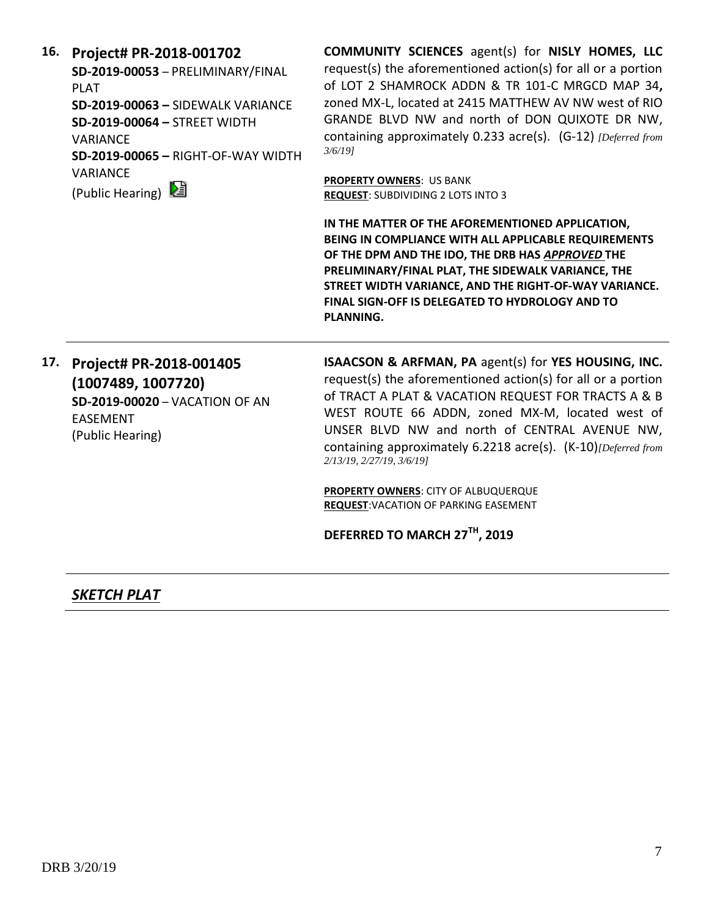**16. Project# PR-2018-001702**

**SD-2019-00053** – PRELIMINARY/FINAL PLAT
**SD-2019-00063 –** SIDEWALK VARIANCE
**SD-2019-00064 –** STREET WIDTH VARIANCE
**SD-2019-00065 –** RIGHT-OF-WAY WIDTH VARIANCE
(Public Hearing)

**COMMUNITY SCIENCES** agent(s) for **NISLY HOMES, LLC** request(s) the aforementioned action(s) for all or a portion of LOT 2 SHAMROCK ADDN & TR 101-C MRGCD MAP 34**,** zoned MX-L, located at 2415 MATTHEW AV NW west of RIO GRANDE BLVD NW and north of DON QUIXOTE DR NW, containing approximately 0.233 acre(s). (G-12) *[Deferred from 3/6/19]*

**PROPERTY OWNERS**: US BANK
**REQUEST**: SUBDIVIDING 2 LOTS INTO 3

**IN THE MATTER OF THE AFOREMENTIONED APPLICATION, BEING IN COMPLIANCE WITH ALL APPLICABLE REQUIREMENTS OF THE DPM AND THE IDO, THE DRB HAS *APPROVED* THE PRELIMINARY/FINAL PLAT, THE SIDEWALK VARIANCE, THE STREET WIDTH VARIANCE, AND THE RIGHT-OF-WAY VARIANCE. FINAL SIGN-OFF IS DELEGATED TO HYDROLOGY AND TO PLANNING.**

---

**17. Project# PR-2018-001405 (1007489, 1007720)**

**SD-2019-00020** – VACATION OF AN EASEMENT
(Public Hearing)

**ISAACSON & ARFMAN, PA** agent(s) for **YES HOUSING, INC.** request(s) the aforementioned action(s) for all or a portion of TRACT A PLAT & VACATION REQUEST FOR TRACTS A & B WEST ROUTE 66 ADDN, zoned MX-M, located west of UNSER BLVD NW and north of CENTRAL AVENUE NW, containing approximately 6.2218 acre(s). (K-10)*[Deferred from 2/13/19, 2/27/19, 3/6/19]*

**PROPERTY OWNERS**: CITY OF ALBUQUERQUE
**REQUEST**:VACATION OF PARKING EASEMENT

**DEFERRED TO MARCH 27TH, 2019**

---

## ***SKETCH PLAT***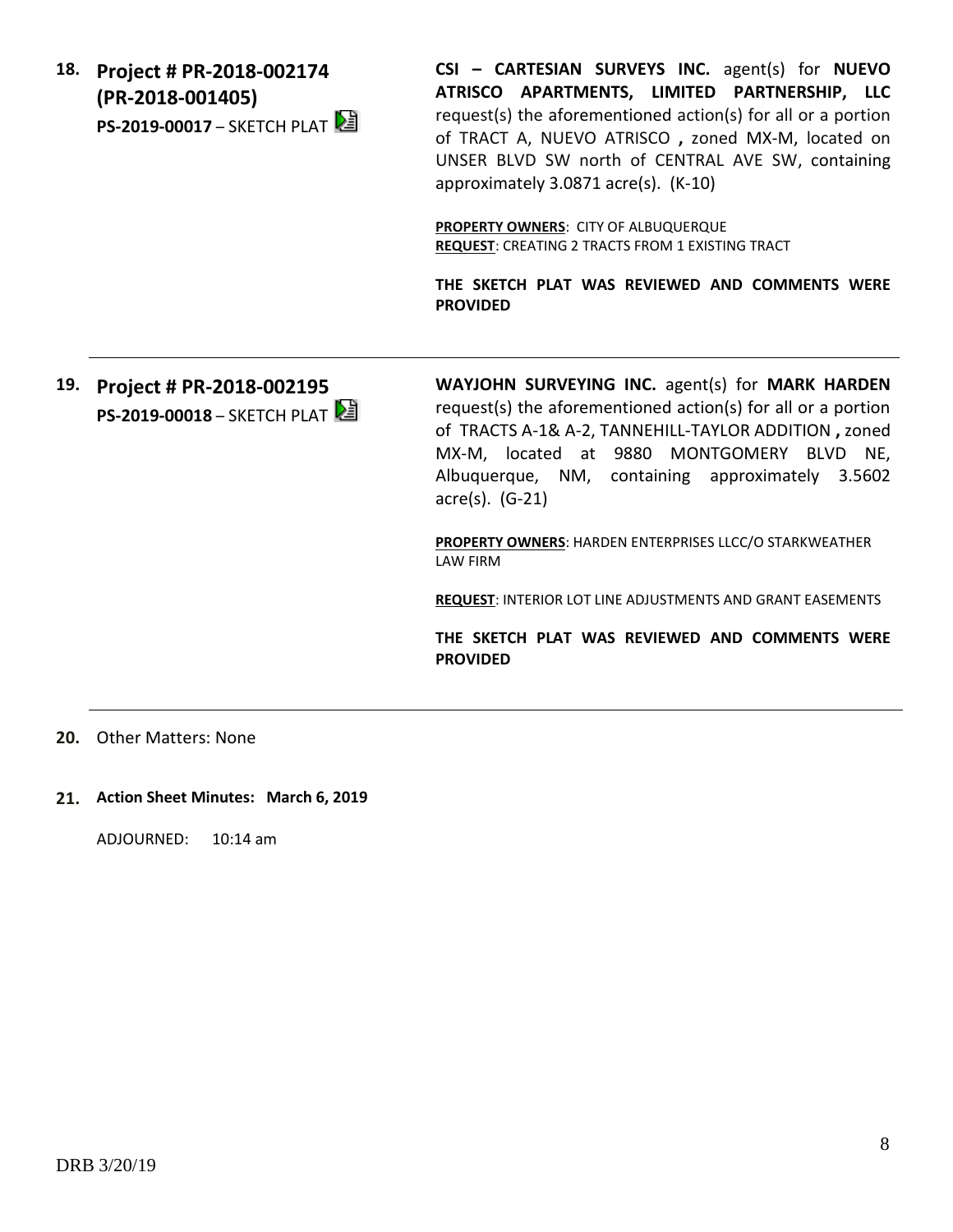**18. Project # PR-2018-002174 (PR-2018-001405)**
**PS-2019-00017** – SKETCH PLAT

**CSI – CARTESIAN SURVEYS INC.** agent(s) for **NUEVO ATRISCO APARTMENTS, LIMITED PARTNERSHIP, LLC** request(s) the aforementioned action(s) for all or a portion of TRACT A, NUEVO ATRISCO **,** zoned MX-M, located on UNSER BLVD SW north of CENTRAL AVE SW, containing approximately 3.0871 acre(s). (K-10)

**PROPERTY OWNERS**: CITY OF ALBUQUERQUE
**REQUEST**: CREATING 2 TRACTS FROM 1 EXISTING TRACT

**THE SKETCH PLAT WAS REVIEWED AND COMMENTS WERE PROVIDED**

---

**19. Project # PR-2018-002195**
**PS-2019-00018** – SKETCH PLAT

**WAYJOHN SURVEYING INC.** agent(s) for **MARK HARDEN** request(s) the aforementioned action(s) for all or a portion of TRACTS A-1& A-2, TANNEHILL-TAYLOR ADDITION **,** zoned MX-M, located at 9880 MONTGOMERY BLVD NE, Albuquerque, NM, containing approximately 3.5602 acre(s). (G-21)

**PROPERTY OWNERS**: HARDEN ENTERPRISES LLCC/O STARKWEATHER LAW FIRM

**REQUEST**: INTERIOR LOT LINE ADJUSTMENTS AND GRANT EASEMENTS

**THE SKETCH PLAT WAS REVIEWED AND COMMENTS WERE PROVIDED**

---

**20.** Other Matters: None

**21. Action Sheet Minutes: March 6, 2019**

ADJOURNED: 10:14 am